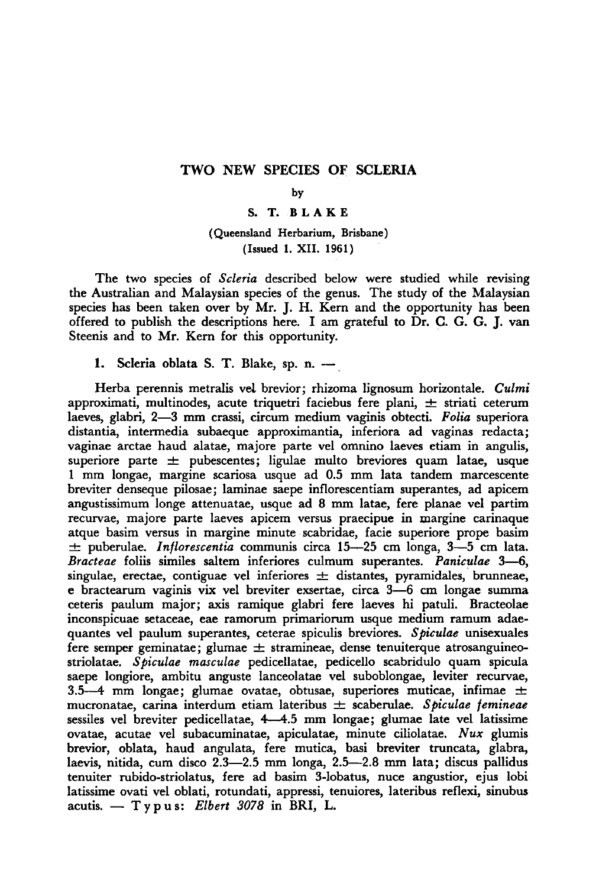# TWO NEW SPECIES OF SCLERIA

by

S. T. BLAKE

(Queensland Herbarium, Brisbane)

(Issued 1. XII. 1961)

The two species of *Scleria* described below were studied while revising the Australian and Malaysian species of the genus. The study of the Malaysian species has been taken over by Mr. J. H. Kern and the opportunity has been offered to publish the descriptions here. I am grateful to Dr. C. G. G. J. van Steenis and to Mr. Kern for this opportunity.

## 1. Scleria oblata S. T. Blake, sp. n. —

Herba perennis metralis vel brevior; rhizoma lignosum horizontale. *Culmi* approximati, multinodes, acute triquetri faciebus fere plani, ± striati ceterum laeves, glabri, 2—3 mm crassi, circum medium vaginis obtecti. *Folia* superiora distantia, intermedia subaeque approximantia, inferiora ad vaginas redacta; vaginae arctae haud alatae, majore parte vel omnino laeves etiam in angulis, superiore parte ± pubescentes; ligulae multo breviores quam latae, usque 1 mm longae, margine scariosa usque ad 0.5 mm lata tandem marcescente breviter denseque pilosae; laminae saepe inflorescentiam superantes, ad apicem angustissimum longe attenuatae, usque ad 8 mm latae, fere planae vel partim recurvae, majore parte laeves apicem versus praecipue in margine carinaque atque basim versus in margine minute scabridae, facie superiore prope basim ± puberulae. *Inflorescentia* communis circa 15—25 cm longa, 3—5 cm lata. *Bracteae* foliis similes saltem inferiores culmum superantes. *Paniculae* 3—6, singulae, erectae, contiguae vel inferiores ± distantes, pyramidales, brunneae, e bractearum vaginis vix vel breviter exsertae, circa 3—6 cm longae summa ceteris paulum major; axis ramique glabri fere laeves hi patuli. Bracteolae inconspicuae setaceae, eae ramorum primariorum usque medium ramum adaequantes vel paulum superantes, ceterae spiculis breviores. *Spiculae* unisexuales fere semper geminatae; glumae ± stramineae, dense tenuiterque atrosanguineo-striolatae. *Spiculae masculae* pedicellatae, pedicello scabridulo quam spicula saepe longiore, ambitu anguste lanceolatae vel suboblongae, leviter recurvae, 3.5—4 mm longae; glumae ovatae, obtusae, superiores muticae, infimae ± mucronatae, carina interdum etiam lateribus ± scaberulae. *Spiculae femineae* sessiles vel breviter pedicellatae, 4—4.5 mm longae; glumae late vel latissime ovatae, acutae vel subacuminatae, apiculatae, minute ciliolatae. *Nux* glumis brevior, oblata, haud angulata, fere mutica, basi breviter truncata, glabra, laevis, nitida, cum disco 2.3—2.5 mm longa, 2.5—2.8 mm lata; discus pallidus tenuiter rubido-striolatus, fere ad basim 3-lobatus, nuce angustior, ejus lobi latissime ovati vel oblati, rotundati, appressi, tenuiores, lateribus reflexi, sinubus acutis. — Typus: *Elbert 3078* in BRI, L.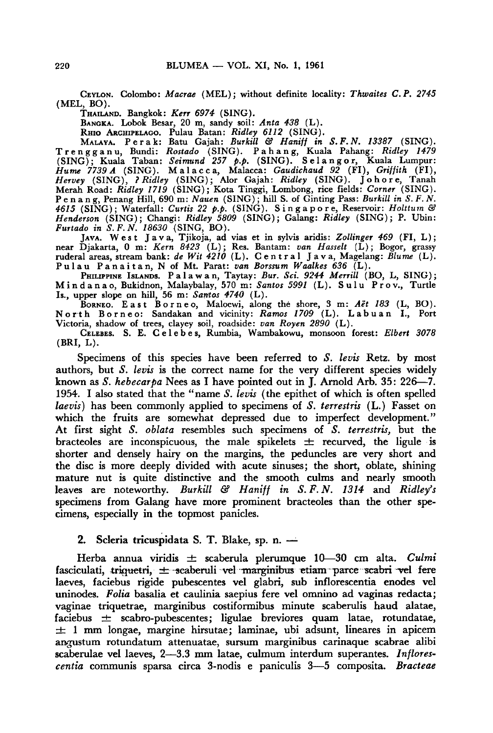CEYLON. Colombo: *Macrae* (MEL); without definite locality: *Thwaites C. P. 2745* (MEL, BO).

THAILAND. Bangkok: *Kerr 6974* (SING).

BANGKA. Lobok Besar, 20 m, sandy soil: *Anta 438* (L).

RHIO ARCHIPELAGO. Pulau Batan: *Ridley 6112* (SING).

MALAYA. Perak: Batu Gajah: *Burkill & Haniff in S. F. N. 13387* (SING). Trengganu, Bundi: *Rostado* (SING). Pahang, Kuala Pahang: *Ridley 1479* (SING); Kuala Taban: *Seimund 257 p.p.* (SING). Selangor, Kuala Lumpur: *Hume 7739 A* (SING). Malacca, Malacca: *Gaudichaud 92* (FI), *Griffith* (FI), *Hervey* (SING), *? Ridley* (SING); Alor Gajah: *Ridley* (SING). Johore, Tanah Merah Road: *Ridley 1719* (SING); Kota Tinggi, Lombong, rice fields: *Corner* (SING). Penang, Penang Hill, 690 m: *Nauen* (SING); hill S. of Ginting Pass: *Burkill in S. F. N. 4615* (SING); Waterfall: *Curtis 22 p.p.* (SING). Singapore, Reservoir: *Holttum & Henderson* (SING); Changi: *Ridley 5809* (SING); Galang: *Ridley* (SING); P. Ubin: *Furtado in S. F. N. 18630* (SING, BO).

JAVA. West Java, Tjikoja, ad vias et in sylvis aridis: *Zollinger 469* (FI, L); near Djakarta, 0 m: *Kern 8423* (L); Res. Bantam: *van Hasselt* (L); Bogor, grassy ruderal areas, stream bank: *de Wit 4210* (L). Central Java, Magelang: *Blume* (L). Pulau Panaitan, N of Mt. Parat: *van Borssum Waalkes 636* (L).

PHILIPPINE ISLANDS. Palawan, Taytay: *Bur. Sci. 9244 Merrill* (BO, L, SING); Mindanao, Bukidnon, Malaybalay, 570 m: *Santos 5991* (L). Sulu Prov., Turtle Is., upper slope on hill, 56 m: *Santos 4740* (L).

BORNEO. East Borneo, Maloewi, along the shore, 3 m: *Aët 183* (L, BO). North Borneo: Sandakan and vicinity: *Ramos 1709* (L). Labuan I., Port Victoria, shadow of trees, clayey soil, roadside: *van Royen 2890* (L).

CELEBES. S. E. Celebes, Rumbia, Wambakowu, monsoon forest: *Elbert 3078* (BRI, L).

Specimens of this species have been referred to *S. levis* Retz. by most authors, but *S. levis* is the correct name for the very different species widely known as *S. hebecarpa* Nees as I have pointed out in J. Arnold Arb. 35: 226—7. 1954. I also stated that the "name *S. levis* (the epithet of which is often spelled *laevis*) has been commonly applied to specimens of *S. terrestris* (L.) Fasset on which the fruits are somewhat depressed due to imperfect development." At first sight *S. oblata* resembles such specimens of *S. terrestris*, but the bracteoles are inconspicuous, the male spikelets ± recurved, the ligule is shorter and densely hairy on the margins, the peduncles are very short and the disc is more deeply divided with acute sinuses; the short, oblate, shining mature nut is quite distinctive and the smooth culms and nearly smooth leaves are noteworthy. *Burkill & Haniff in S. F. N. 1314* and *Ridley's* specimens from Galang have more prominent bracteoles than the other specimens, especially in the topmost panicles.

## 2. Scleria tricuspidata S. T. Blake, sp. n. —

Herba annua viridis ± scaberula plerumque 10—30 cm alta. *Culmi* fasciculati, triquetri, ± scaberuli vel marginibus etiam parce scabri vel fere laeves, faciebus rigide pubescentes vel glabri, sub inflorescentia enodes vel uninodes. *Folia* basalia et caulinia saepius fere vel omnino ad vaginas redacta; vaginae triquetrae, marginibus costiformibus minute scaberulis haud alatae, faciebus ± scabro-pubescentes; ligulae breviores quam latae, rotundatae, ± 1 mm longae, margine hirsutae; laminae, ubi adsunt, lineares in apicem angustum rotundatum attenuatae, sursum marginibus carinaque scabrae alibi scaberulae vel laeves, 2—3.3 mm latae, culmum interdum superantes. *Inflorescentia* communis sparsa circa 3-nodis e paniculis 3—5 composita. *Bracteae*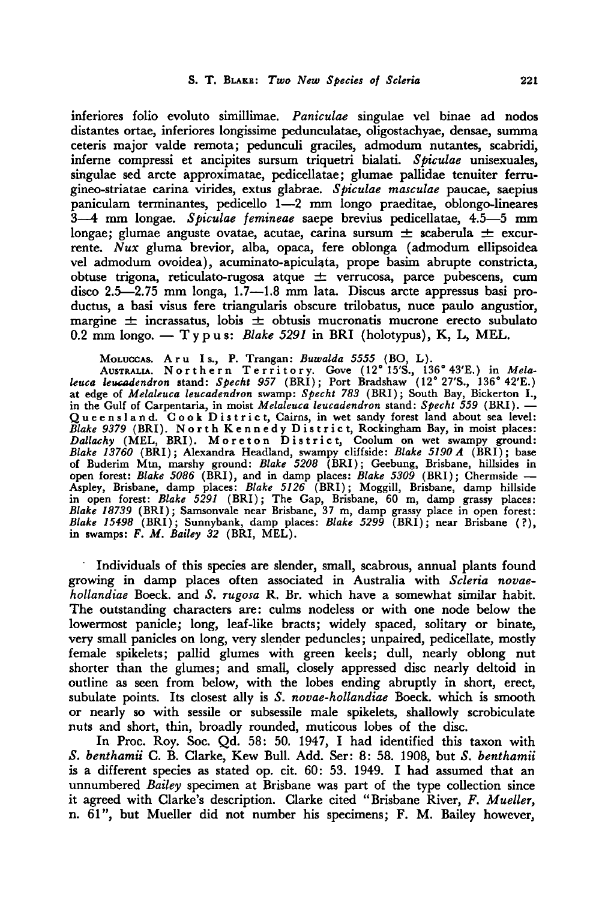inferiores folio evoluto simillimae. *Paniculae* singulae vel binae ad nodos distantes ortae, inferiores longissime pedunculatae, oligostachyae, densae, summa ceteris major valde remota; pedunculi graciles, admodum nutantes, scabridi, inferne compressi et ancipites sursum triquetri bialati. *Spiculae* unisexuales, singulae sed arcte approximatae, pedicellatae; glumae pallidae tenuiter ferrugineo-striatae carina virides, extus glabrae. *Spiculae masculae* paucae, saepius paniculam terminantes, pedicello 1—2 mm longo praeditae, oblongo-lineares 3—4 mm longae. *Spiculae femineae* saepe brevius pedicellatae, 4.5—5 mm longae; glumae anguste ovatae, acutae, carina sursum ± scaberula ± excurrente. *Nux* gluma brevior, alba, opaca, fere oblonga (admodum ellipsoidea vel admodum ovoidea), acuminato-apiculata, prope basim abrupte constricta, obtuse trigona, reticulato-rugosa atque ± verrucosa, parce pubescens, cum disco 2.5—2.75 mm longa, 1.7—1.8 mm lata. Discus arcte appressus basi productus, a basi visus fere triangularis obscure trilobatus, nuce paulo angustior, margine ± incrassatus, lobis ± obtusis mucronatis mucrone erecto subulato 0.2 mm longo. — Typus: *Blake 5291* in BRI (holotypus), K, L, MEL.

MOLUCCAS. Aru Is., P. Trangan: *Buwalda 5555* (BO, L).
AUSTRALIA. Northern Territory. Gove (12° 15'S., 136° 43'E.) in *Melaleuca leucadendron* stand: *Specht 957* (BRI); Port Bradshaw (12° 27'S., 136° 42'E.) at edge of *Melaleuca leucadendron* swamp: *Specht 783* (BRI); South Bay, Bickerton I., in the Gulf of Carpentaria, in moist *Melaleuca leucadendron* stand: *Specht 559* (BRI). — Queensland. Cook District, Cairns, in wet sandy forest land about sea level: *Blake 9379* (BRI). North Kennedy District, Rockingham Bay, in moist places: *Dallachy* (MEL, BRI). Moreton District, Coolum on wet swampy ground: *Blake 13760* (BRI); Alexandra Headland, swampy cliffside: *Blake 5190 A* (BRI); base of Buderim Mtn, marshy ground: *Blake 5208* (BRI); Geebung, Brisbane, hillsides in open forest: *Blake 5086* (BRI), and in damp places: *Blake 5309* (BRI); Chermside — Aspley, Brisbane, damp places: *Blake 5126* (BRI); Moggill, Brisbane, damp hillside in open forest: *Blake 5291* (BRI); The Gap, Brisbane, 60 m, damp grassy places: *Blake 18739* (BRI); Samsonvale near Brisbane, 37 m, damp grassy place in open forest: *Blake 15498* (BRI); Sunnybank, damp places: *Blake 5299* (BRI); near Brisbane (?), in swamps: *F. M. Bailey 32* (BRI, MEL).

Individuals of this species are slender, small, scabrous, annual plants found growing in damp places often associated in Australia with *Scleria novae-hollandiae* Boeck. and *S. rugosa* R. Br. which have a somewhat similar habit. The outstanding characters are: culms nodeless or with one node below the lowermost panicle; long, leaf-like bracts; widely spaced, solitary or binate, very small panicles on long, very slender peduncles; unpaired, pedicellate, mostly female spikelets; pallid glumes with green keels; dull, nearly oblong nut shorter than the glumes; and small, closely appressed disc nearly deltoid in outline as seen from below, with the lobes ending abruptly in short, erect, subulate points. Its closest ally is *S. novae-hollandiae* Boeck. which is smooth or nearly so with sessile or subsessile male spikelets, shallowly scrobiculate nuts and short, thin, broadly rounded, muticous lobes of the disc.

In Proc. Roy. Soc. Qd. 58: 50. 1947, I had identified this taxon with *S. benthamii* C. B. Clarke, Kew Bull. Add. Ser: 8: 58. 1908, but *S. benthamii* is a different species as stated op. cit. 60: 53. 1949. I had assumed that an unnumbered *Bailey* specimen at Brisbane was part of the type collection since it agreed with Clarke's description. Clarke cited "Brisbane River, *F. Mueller*, n. 61", but Mueller did not number his specimens; F. M. Bailey however,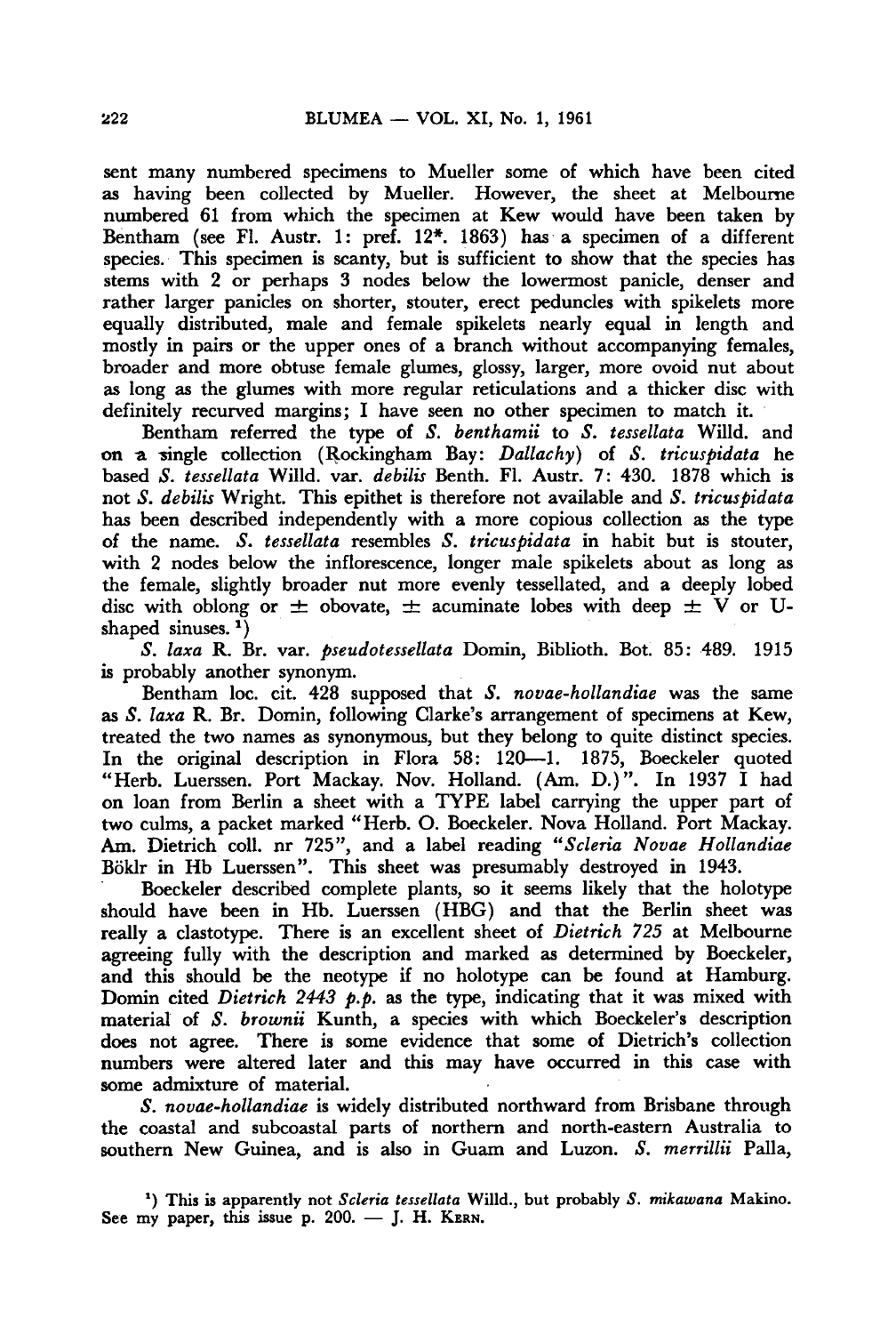sent many numbered specimens to Mueller some of which have been cited as having been collected by Mueller. However, the sheet at Melbourne numbered 61 from which the specimen at Kew would have been taken by Bentham (see Fl. Austr. 1: pref. 12*. 1863) has a specimen of a different species. This specimen is scanty, but is sufficient to show that the species has stems with 2 or perhaps 3 nodes below the lowermost panicle, denser and rather larger panicles on shorter, stouter, erect peduncles with spikelets more equally distributed, male and female spikelets nearly equal in length and mostly in pairs or the upper ones of a branch without accompanying females, broader and more obtuse female glumes, glossy, larger, more ovoid nut about as long as the glumes with more regular reticulations and a thicker disc with definitely recurved margins; I have seen no other specimen to match it.

Bentham referred the type of *S. benthamii* to *S. tessellata* Willd. and on a single collection (Rockingham Bay: *Dallachy*) of *S. tricuspidata* he based *S. tessellata* Willd. var. *debilis* Benth. Fl. Austr. 7: 430. 1878 which is not *S. debilis* Wright. This epithet is therefore not available and *S. tricuspidata* has been described independently with a more copious collection as the type of the name. *S. tessellata* resembles *S. tricuspidata* in habit but is stouter, with 2 nodes below the inflorescence, longer male spikelets about as long as the female, slightly broader nut more evenly tessellated, and a deeply lobed disc with oblong or ± obovate, ± acuminate lobes with deep ± V or U-shaped sinuses. [1])

*S. laxa* R. Br. var. *pseudotessellata* Domin, Biblioth. Bot. 85: 489. 1915 is probably another synonym.

Bentham loc. cit. 428 supposed that *S. novae-hollandiae* was the same as *S. laxa* R. Br. Domin, following Clarke's arrangement of specimens at Kew, treated the two names as synonymous, but they belong to quite distinct species. In the original description in Flora 58: 120—1. 1875, Boeckeler quoted "Herb. Luerssen. Port Mackay. Nov. Holland. (Am. D.)". In 1937 I had on loan from Berlin a sheet with a TYPE label carrying the upper part of two culms, a packet marked "Herb. O. Boeckeler. Nova Holland. Port Mackay. Am. Dietrich coll. nr 725", and a label reading "*Scleria Novae Hollandiae* Böklr in Hb Luerssen". This sheet was presumably destroyed in 1943.

Boeckeler described complete plants, so it seems likely that the holotype should have been in Hb. Luerssen (HBG) and that the Berlin sheet was really a clastotype. There is an excellent sheet of *Dietrich 725* at Melbourne agreeing fully with the description and marked as determined by Boeckeler, and this should be the neotype if no holotype can be found at Hamburg. Domin cited *Dietrich 2443 p.p.* as the type, indicating that it was mixed with material of *S. brownii* Kunth, a species with which Boeckeler's description does not agree. There is some evidence that some of Dietrich's collection numbers were altered later and this may have occurred in this case with some admixture of material.

*S. novae-hollandiae* is widely distributed northward from Brisbane through the coastal and subcoastal parts of northern and north-eastern Australia to southern New Guinea, and is also in Guam and Luzon. *S. merrillii* Palla,

[1]) This is apparently not *Scleria tessellata* Willd., but probably *S. mikawana* Makino. See my paper, this issue p. 200. — J. H. Kern.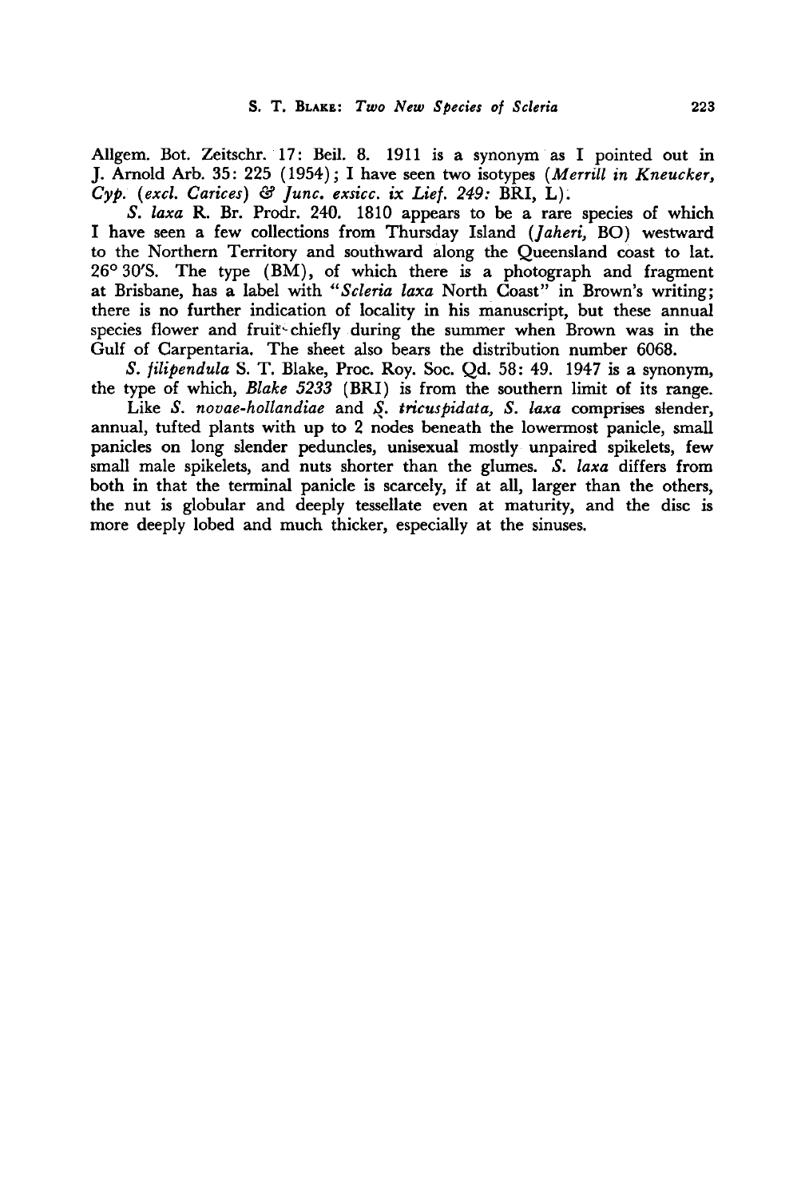Allgem. Bot. Zeitschr. 17: Beil. 8. 1911 is a synonym as I pointed out in J. Arnold Arb. 35: 225 (1954); I have seen two isotypes (*Merrill in Kneucker, Cyp. (excl. Carices) & Junc. exsicc. ix Lief. 249:* BRI, L).

*S. laxa* R. Br. Prodr. 240. 1810 appears to be a rare species of which I have seen a few collections from Thursday Island (*Jaheri,* BO) westward to the Northern Territory and southward along the Queensland coast to lat. 26° 30'S. The type (BM), of which there is a photograph and fragment at Brisbane, has a label with "*Scleria laxa* North Coast" in Brown's writing; there is no further indication of locality in his manuscript, but these annual species flower and fruit chiefly during the summer when Brown was in the Gulf of Carpentaria. The sheet also bears the distribution number 6068.

*S. filipendula* S. T. Blake, Proc. Roy. Soc. Qd. 58: 49. 1947 is a synonym, the type of which, *Blake 5233* (BRI) is from the southern limit of its range.

Like *S. novae-hollandiae* and *S. tricuspidata, S. laxa* comprises slender, annual, tufted plants with up to 2 nodes beneath the lowermost panicle, small panicles on long slender peduncles, unisexual mostly unpaired spikelets, few small male spikelets, and nuts shorter than the glumes. *S. laxa* differs from both in that the terminal panicle is scarcely, if at all, larger than the others, the nut is globular and deeply tessellate even at maturity, and the disc is more deeply lobed and much thicker, especially at the sinuses.